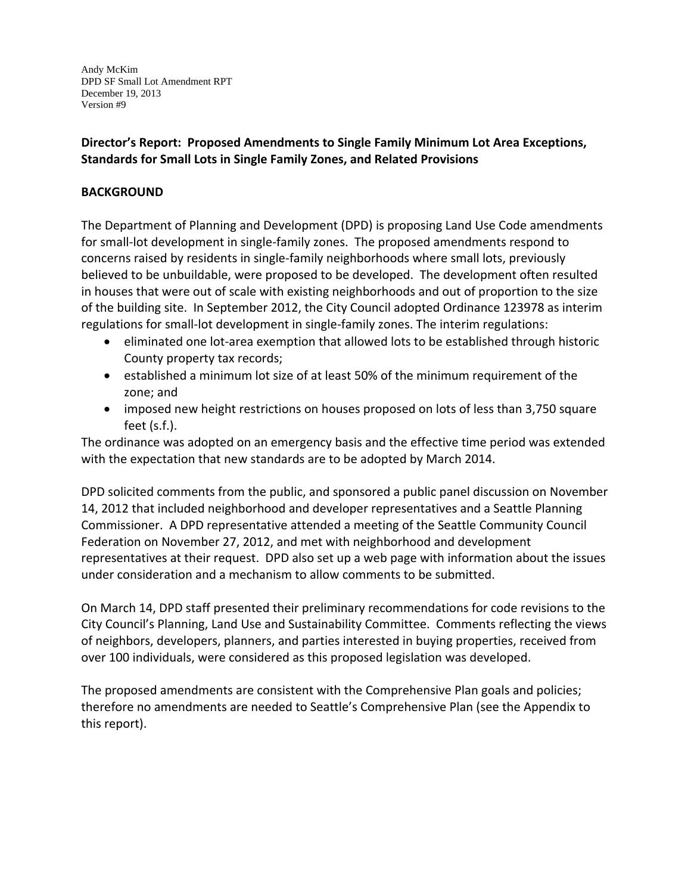Andy McKim
DPD SF Small Lot Amendment RPT
December 19, 2013
Version #9

## Director's Report: Proposed Amendments to Single Family Minimum Lot Area Exceptions, Standards for Small Lots in Single Family Zones, and Related Provisions

### BACKGROUND

The Department of Planning and Development (DPD) is proposing Land Use Code amendments for small-lot development in single-family zones. The proposed amendments respond to concerns raised by residents in single-family neighborhoods where small lots, previously believed to be unbuildable, were proposed to be developed. The development often resulted in houses that were out of scale with existing neighborhoods and out of proportion to the size of the building site. In September 2012, the City Council adopted Ordinance 123978 as interim regulations for small-lot development in single-family zones. The interim regulations:

- eliminated one lot-area exemption that allowed lots to be established through historic County property tax records;
- established a minimum lot size of at least 50% of the minimum requirement of the zone; and
- imposed new height restrictions on houses proposed on lots of less than 3,750 square feet (s.f.).

The ordinance was adopted on an emergency basis and the effective time period was extended with the expectation that new standards are to be adopted by March 2014.

DPD solicited comments from the public, and sponsored a public panel discussion on November 14, 2012 that included neighborhood and developer representatives and a Seattle Planning Commissioner. A DPD representative attended a meeting of the Seattle Community Council Federation on November 27, 2012, and met with neighborhood and development representatives at their request. DPD also set up a web page with information about the issues under consideration and a mechanism to allow comments to be submitted.

On March 14, DPD staff presented their preliminary recommendations for code revisions to the City Council's Planning, Land Use and Sustainability Committee. Comments reflecting the views of neighbors, developers, planners, and parties interested in buying properties, received from over 100 individuals, were considered as this proposed legislation was developed.

The proposed amendments are consistent with the Comprehensive Plan goals and policies; therefore no amendments are needed to Seattle's Comprehensive Plan (see the Appendix to this report).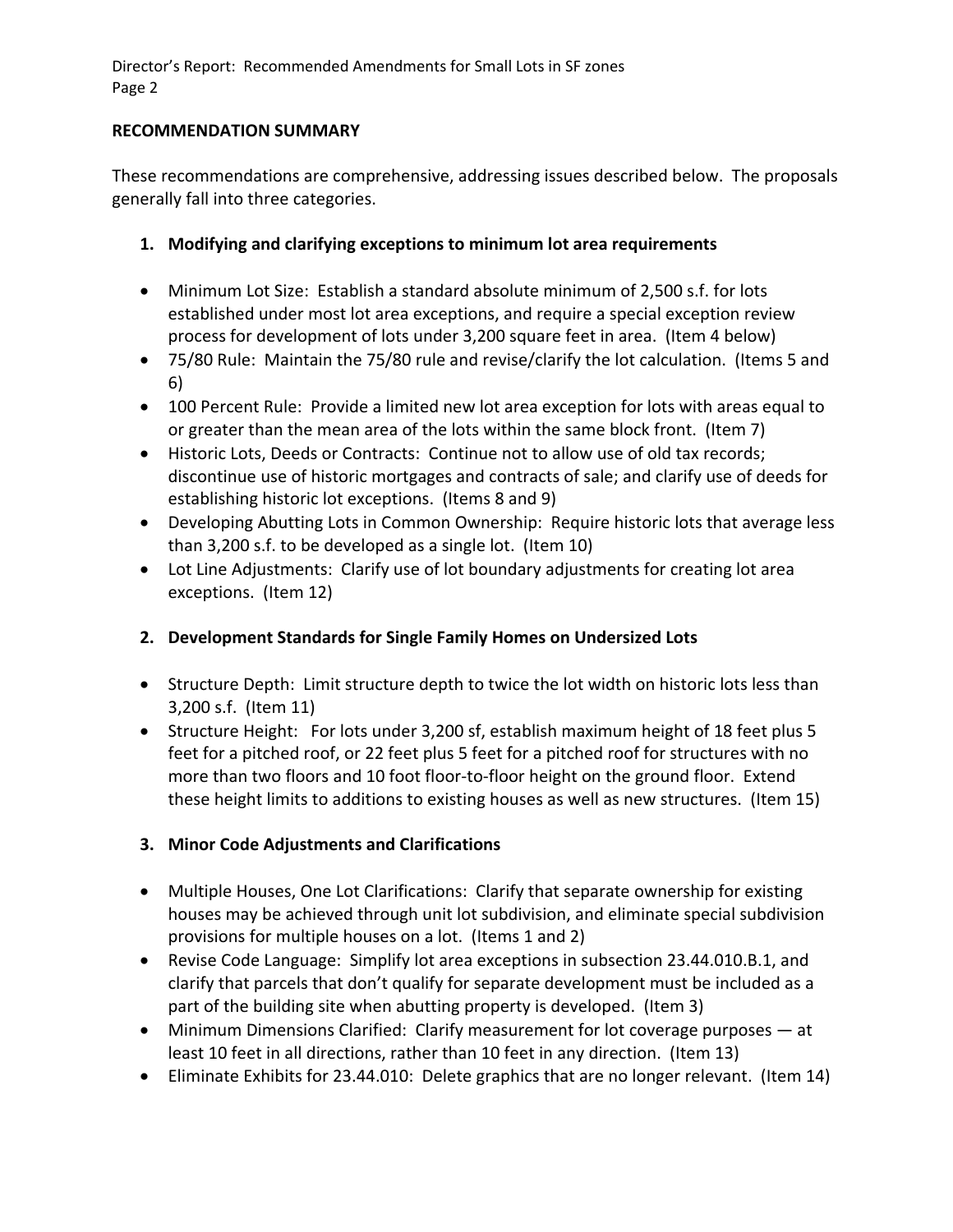**RECOMMENDATION SUMMARY**

These recommendations are comprehensive, addressing issues described below. The proposals generally fall into three categories.

1. **Modifying and clarifying exceptions to minimum lot area requirements**

- Minimum Lot Size: Establish a standard absolute minimum of 2,500 s.f. for lots established under most lot area exceptions, and require a special exception review process for development of lots under 3,200 square feet in area. (Item 4 below)
- 75/80 Rule: Maintain the 75/80 rule and revise/clarify the lot calculation. (Items 5 and 6)
- 100 Percent Rule: Provide a limited new lot area exception for lots with areas equal to or greater than the mean area of the lots within the same block front. (Item 7)
- Historic Lots, Deeds or Contracts: Continue not to allow use of old tax records; discontinue use of historic mortgages and contracts of sale; and clarify use of deeds for establishing historic lot exceptions. (Items 8 and 9)
- Developing Abutting Lots in Common Ownership: Require historic lots that average less than 3,200 s.f. to be developed as a single lot. (Item 10)
- Lot Line Adjustments: Clarify use of lot boundary adjustments for creating lot area exceptions. (Item 12)

2. **Development Standards for Single Family Homes on Undersized Lots**

- Structure Depth: Limit structure depth to twice the lot width on historic lots less than 3,200 s.f. (Item 11)
- Structure Height: For lots under 3,200 sf, establish maximum height of 18 feet plus 5 feet for a pitched roof, or 22 feet plus 5 feet for a pitched roof for structures with no more than two floors and 10 foot floor-to-floor height on the ground floor. Extend these height limits to additions to existing houses as well as new structures. (Item 15)

3. **Minor Code Adjustments and Clarifications**

- Multiple Houses, One Lot Clarifications: Clarify that separate ownership for existing houses may be achieved through unit lot subdivision, and eliminate special subdivision provisions for multiple houses on a lot. (Items 1 and 2)
- Revise Code Language: Simplify lot area exceptions in subsection 23.44.010.B.1, and clarify that parcels that don't qualify for separate development must be included as a part of the building site when abutting property is developed. (Item 3)
- Minimum Dimensions Clarified: Clarify measurement for lot coverage purposes — at least 10 feet in all directions, rather than 10 feet in any direction. (Item 13)
- Eliminate Exhibits for 23.44.010: Delete graphics that are no longer relevant. (Item 14)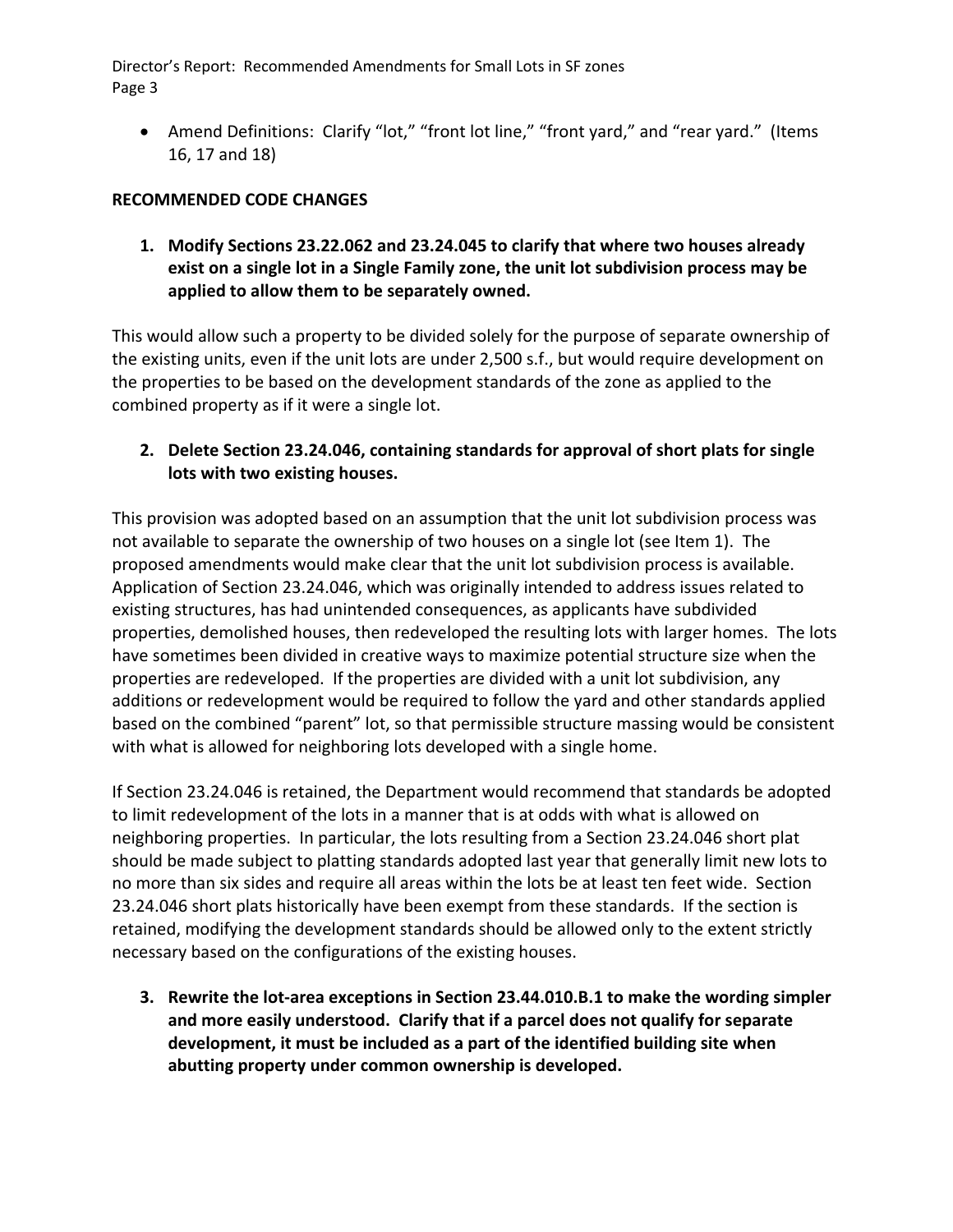- Amend Definitions: Clarify "lot," "front lot line," "front yard," and "rear yard." (Items 16, 17 and 18)

## RECOMMENDED CODE CHANGES

**1. Modify Sections 23.22.062 and 23.24.045 to clarify that where two houses already exist on a single lot in a Single Family zone, the unit lot subdivision process may be applied to allow them to be separately owned.**

This would allow such a property to be divided solely for the purpose of separate ownership of the existing units, even if the unit lots are under 2,500 s.f., but would require development on the properties to be based on the development standards of the zone as applied to the combined property as if it were a single lot.

**2. Delete Section 23.24.046, containing standards for approval of short plats for single lots with two existing houses.**

This provision was adopted based on an assumption that the unit lot subdivision process was not available to separate the ownership of two houses on a single lot (see Item 1). The proposed amendments would make clear that the unit lot subdivision process is available. Application of Section 23.24.046, which was originally intended to address issues related to existing structures, has had unintended consequences, as applicants have subdivided properties, demolished houses, then redeveloped the resulting lots with larger homes. The lots have sometimes been divided in creative ways to maximize potential structure size when the properties are redeveloped. If the properties are divided with a unit lot subdivision, any additions or redevelopment would be required to follow the yard and other standards applied based on the combined "parent" lot, so that permissible structure massing would be consistent with what is allowed for neighboring lots developed with a single home.

If Section 23.24.046 is retained, the Department would recommend that standards be adopted to limit redevelopment of the lots in a manner that is at odds with what is allowed on neighboring properties. In particular, the lots resulting from a Section 23.24.046 short plat should be made subject to platting standards adopted last year that generally limit new lots to no more than six sides and require all areas within the lots be at least ten feet wide. Section 23.24.046 short plats historically have been exempt from these standards. If the section is retained, modifying the development standards should be allowed only to the extent strictly necessary based on the configurations of the existing houses.

**3. Rewrite the lot-area exceptions in Section 23.44.010.B.1 to make the wording simpler and more easily understood. Clarify that if a parcel does not qualify for separate development, it must be included as a part of the identified building site when abutting property under common ownership is developed.**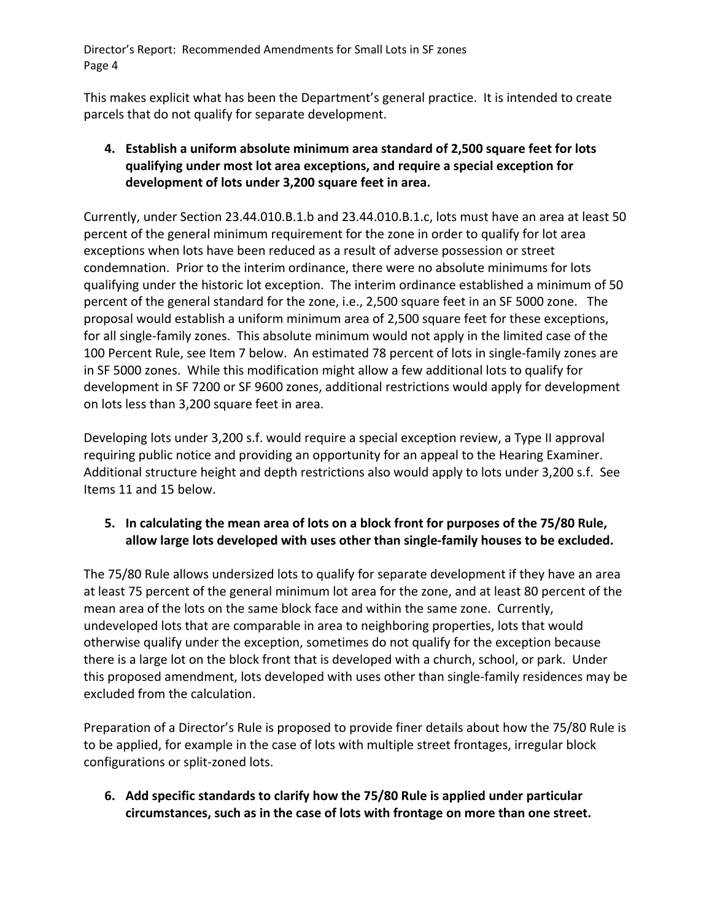This makes explicit what has been the Department's general practice. It is intended to create parcels that do not qualify for separate development.

4. **Establish a uniform absolute minimum area standard of 2,500 square feet for lots qualifying under most lot area exceptions, and require a special exception for development of lots under 3,200 square feet in area.**

Currently, under Section 23.44.010.B.1.b and 23.44.010.B.1.c, lots must have an area at least 50 percent of the general minimum requirement for the zone in order to qualify for lot area exceptions when lots have been reduced as a result of adverse possession or street condemnation. Prior to the interim ordinance, there were no absolute minimums for lots qualifying under the historic lot exception. The interim ordinance established a minimum of 50 percent of the general standard for the zone, i.e., 2,500 square feet in an SF 5000 zone. The proposal would establish a uniform minimum area of 2,500 square feet for these exceptions, for all single-family zones. This absolute minimum would not apply in the limited case of the 100 Percent Rule, see Item 7 below. An estimated 78 percent of lots in single-family zones are in SF 5000 zones. While this modification might allow a few additional lots to qualify for development in SF 7200 or SF 9600 zones, additional restrictions would apply for development on lots less than 3,200 square feet in area.

Developing lots under 3,200 s.f. would require a special exception review, a Type II approval requiring public notice and providing an opportunity for an appeal to the Hearing Examiner. Additional structure height and depth restrictions also would apply to lots under 3,200 s.f. See Items 11 and 15 below.

5. **In calculating the mean area of lots on a block front for purposes of the 75/80 Rule, allow large lots developed with uses other than single-family houses to be excluded.**

The 75/80 Rule allows undersized lots to qualify for separate development if they have an area at least 75 percent of the general minimum lot area for the zone, and at least 80 percent of the mean area of the lots on the same block face and within the same zone. Currently, undeveloped lots that are comparable in area to neighboring properties, lots that would otherwise qualify under the exception, sometimes do not qualify for the exception because there is a large lot on the block front that is developed with a church, school, or park. Under this proposed amendment, lots developed with uses other than single-family residences may be excluded from the calculation.

Preparation of a Director's Rule is proposed to provide finer details about how the 75/80 Rule is to be applied, for example in the case of lots with multiple street frontages, irregular block configurations or split-zoned lots.

6. **Add specific standards to clarify how the 75/80 Rule is applied under particular circumstances, such as in the case of lots with frontage on more than one street.**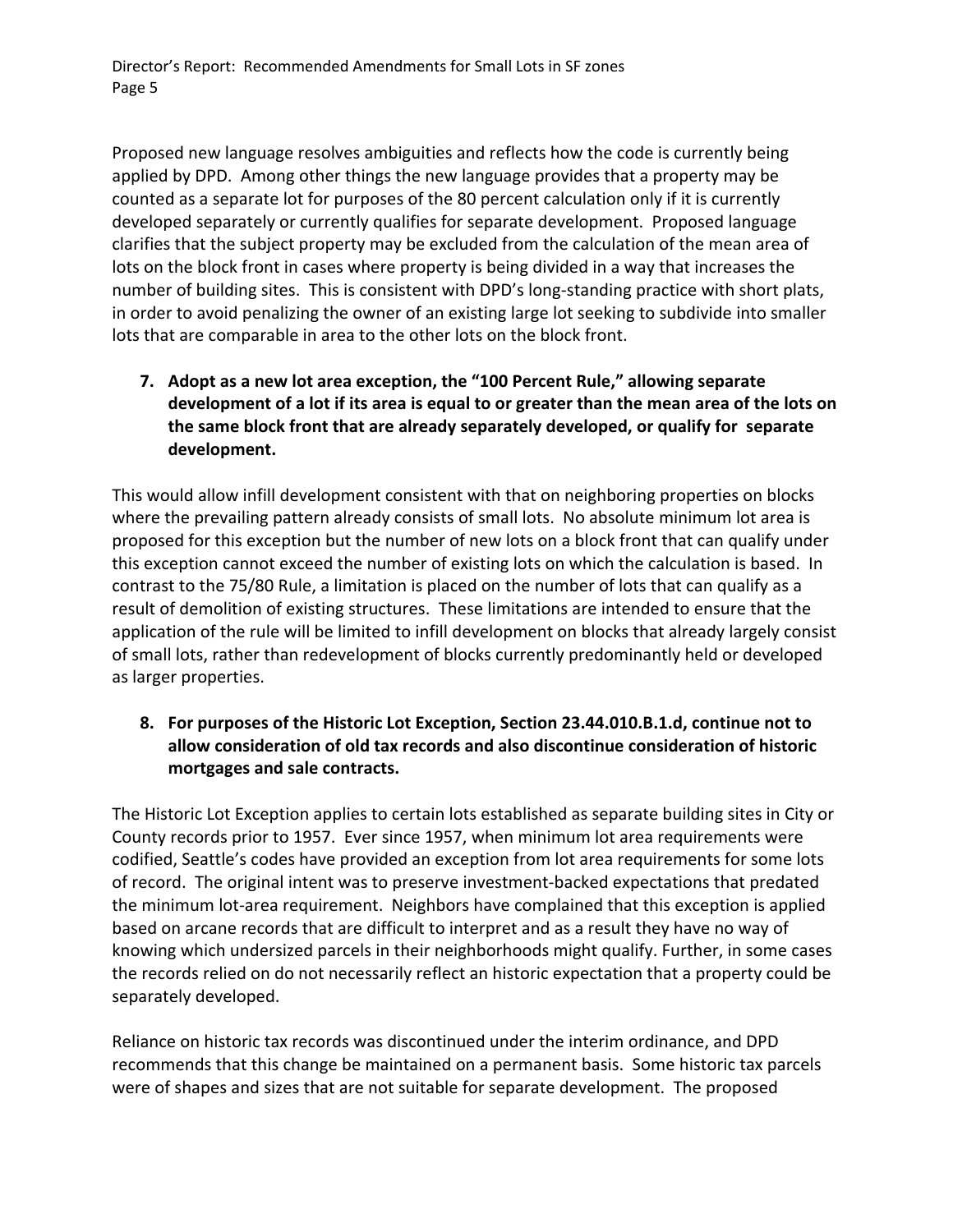Proposed new language resolves ambiguities and reflects how the code is currently being applied by DPD. Among other things the new language provides that a property may be counted as a separate lot for purposes of the 80 percent calculation only if it is currently developed separately or currently qualifies for separate development. Proposed language clarifies that the subject property may be excluded from the calculation of the mean area of lots on the block front in cases where property is being divided in a way that increases the number of building sites. This is consistent with DPD's long-standing practice with short plats, in order to avoid penalizing the owner of an existing large lot seeking to subdivide into smaller lots that are comparable in area to the other lots on the block front.

7. **Adopt as a new lot area exception, the "100 Percent Rule," allowing separate development of a lot if its area is equal to or greater than the mean area of the lots on the same block front that are already separately developed, or qualify for separate development.**

This would allow infill development consistent with that on neighboring properties on blocks where the prevailing pattern already consists of small lots. No absolute minimum lot area is proposed for this exception but the number of new lots on a block front that can qualify under this exception cannot exceed the number of existing lots on which the calculation is based. In contrast to the 75/80 Rule, a limitation is placed on the number of lots that can qualify as a result of demolition of existing structures. These limitations are intended to ensure that the application of the rule will be limited to infill development on blocks that already largely consist of small lots, rather than redevelopment of blocks currently predominantly held or developed as larger properties.

8. **For purposes of the Historic Lot Exception, Section 23.44.010.B.1.d, continue not to allow consideration of old tax records and also discontinue consideration of historic mortgages and sale contracts.**

The Historic Lot Exception applies to certain lots established as separate building sites in City or County records prior to 1957. Ever since 1957, when minimum lot area requirements were codified, Seattle's codes have provided an exception from lot area requirements for some lots of record. The original intent was to preserve investment-backed expectations that predated the minimum lot-area requirement. Neighbors have complained that this exception is applied based on arcane records that are difficult to interpret and as a result they have no way of knowing which undersized parcels in their neighborhoods might qualify. Further, in some cases the records relied on do not necessarily reflect an historic expectation that a property could be separately developed.

Reliance on historic tax records was discontinued under the interim ordinance, and DPD recommends that this change be maintained on a permanent basis. Some historic tax parcels were of shapes and sizes that are not suitable for separate development. The proposed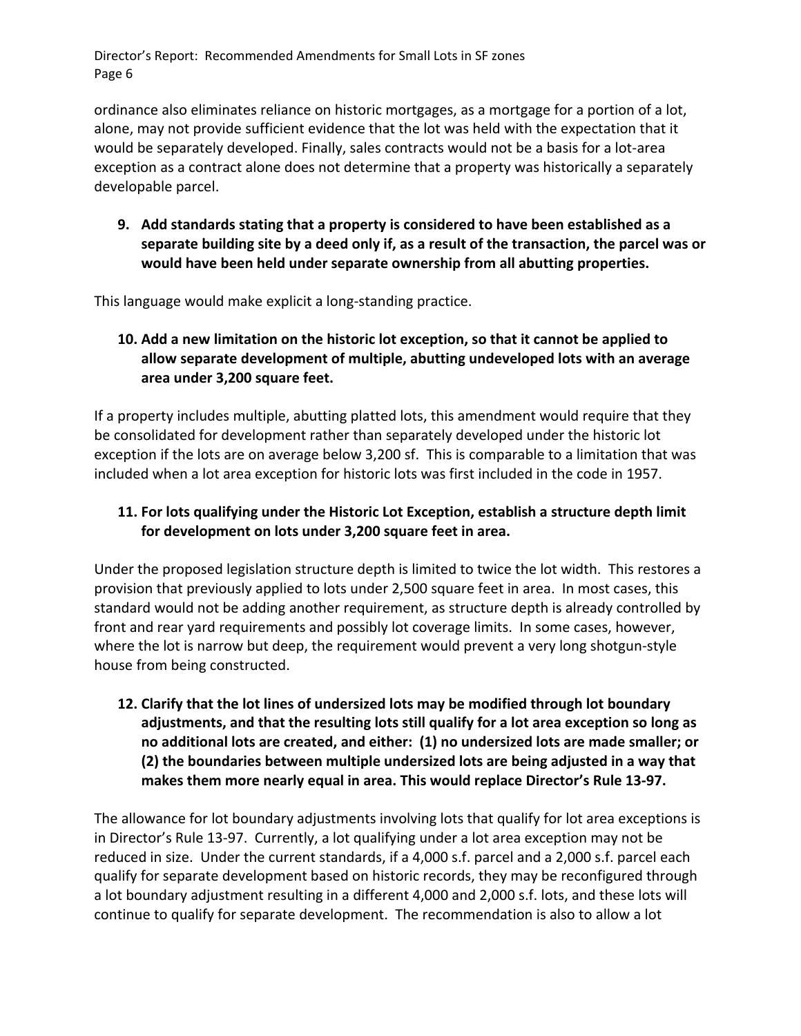ordinance also eliminates reliance on historic mortgages, as a mortgage for a portion of a lot, alone, may not provide sufficient evidence that the lot was held with the expectation that it would be separately developed. Finally, sales contracts would not be a basis for a lot-area exception as a contract alone does not determine that a property was historically a separately developable parcel.

9. **Add standards stating that a property is considered to have been established as a separate building site by a deed only if, as a result of the transaction, the parcel was or would have been held under separate ownership from all abutting properties.**

This language would make explicit a long-standing practice.

10. **Add a new limitation on the historic lot exception, so that it cannot be applied to allow separate development of multiple, abutting undeveloped lots with an average area under 3,200 square feet.**

If a property includes multiple, abutting platted lots, this amendment would require that they be consolidated for development rather than separately developed under the historic lot exception if the lots are on average below 3,200 sf. This is comparable to a limitation that was included when a lot area exception for historic lots was first included in the code in 1957.

11. **For lots qualifying under the Historic Lot Exception, establish a structure depth limit for development on lots under 3,200 square feet in area.**

Under the proposed legislation structure depth is limited to twice the lot width. This restores a provision that previously applied to lots under 2,500 square feet in area. In most cases, this standard would not be adding another requirement, as structure depth is already controlled by front and rear yard requirements and possibly lot coverage limits. In some cases, however, where the lot is narrow but deep, the requirement would prevent a very long shotgun-style house from being constructed.

12. **Clarify that the lot lines of undersized lots may be modified through lot boundary adjustments, and that the resulting lots still qualify for a lot area exception so long as no additional lots are created, and either: (1) no undersized lots are made smaller; or (2) the boundaries between multiple undersized lots are being adjusted in a way that makes them more nearly equal in area. This would replace Director's Rule 13-97.**

The allowance for lot boundary adjustments involving lots that qualify for lot area exceptions is in Director's Rule 13-97. Currently, a lot qualifying under a lot area exception may not be reduced in size. Under the current standards, if a 4,000 s.f. parcel and a 2,000 s.f. parcel each qualify for separate development based on historic records, they may be reconfigured through a lot boundary adjustment resulting in a different 4,000 and 2,000 s.f. lots, and these lots will continue to qualify for separate development. The recommendation is also to allow a lot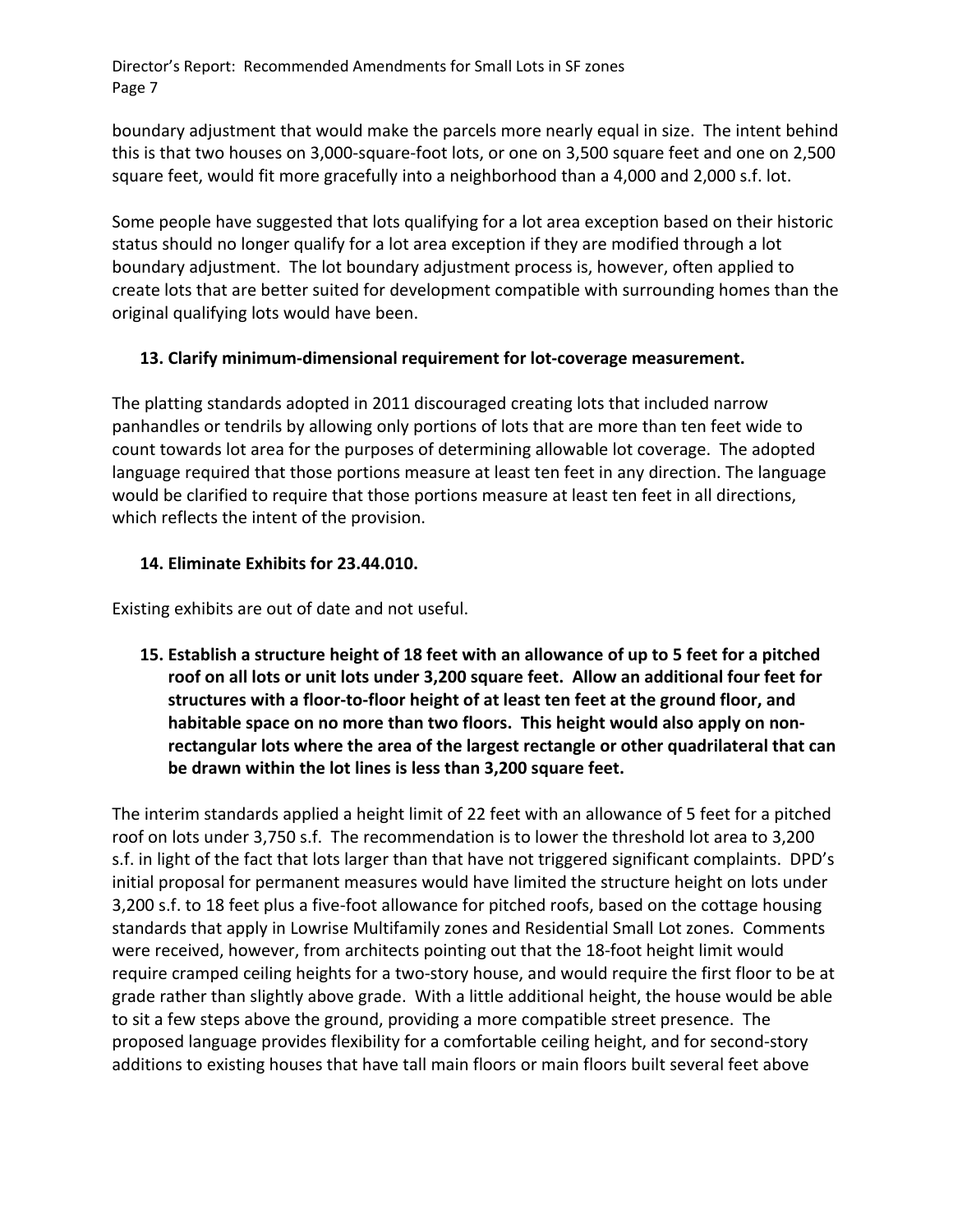boundary adjustment that would make the parcels more nearly equal in size. The intent behind this is that two houses on 3,000-square-foot lots, or one on 3,500 square feet and one on 2,500 square feet, would fit more gracefully into a neighborhood than a 4,000 and 2,000 s.f. lot.

Some people have suggested that lots qualifying for a lot area exception based on their historic status should no longer qualify for a lot area exception if they are modified through a lot boundary adjustment. The lot boundary adjustment process is, however, often applied to create lots that are better suited for development compatible with surrounding homes than the original qualifying lots would have been.

**13. Clarify minimum-dimensional requirement for lot-coverage measurement.**

The platting standards adopted in 2011 discouraged creating lots that included narrow panhandles or tendrils by allowing only portions of lots that are more than ten feet wide to count towards lot area for the purposes of determining allowable lot coverage. The adopted language required that those portions measure at least ten feet in any direction. The language would be clarified to require that those portions measure at least ten feet in all directions, which reflects the intent of the provision.

**14. Eliminate Exhibits for 23.44.010.**

Existing exhibits are out of date and not useful.

**15. Establish a structure height of 18 feet with an allowance of up to 5 feet for a pitched roof on all lots or unit lots under 3,200 square feet. Allow an additional four feet for structures with a floor-to-floor height of at least ten feet at the ground floor, and habitable space on no more than two floors. This height would also apply on non-rectangular lots where the area of the largest rectangle or other quadrilateral that can be drawn within the lot lines is less than 3,200 square feet.**

The interim standards applied a height limit of 22 feet with an allowance of 5 feet for a pitched roof on lots under 3,750 s.f. The recommendation is to lower the threshold lot area to 3,200 s.f. in light of the fact that lots larger than that have not triggered significant complaints. DPD's initial proposal for permanent measures would have limited the structure height on lots under 3,200 s.f. to 18 feet plus a five-foot allowance for pitched roofs, based on the cottage housing standards that apply in Lowrise Multifamily zones and Residential Small Lot zones. Comments were received, however, from architects pointing out that the 18-foot height limit would require cramped ceiling heights for a two-story house, and would require the first floor to be at grade rather than slightly above grade. With a little additional height, the house would be able to sit a few steps above the ground, providing a more compatible street presence. The proposed language provides flexibility for a comfortable ceiling height, and for second-story additions to existing houses that have tall main floors or main floors built several feet above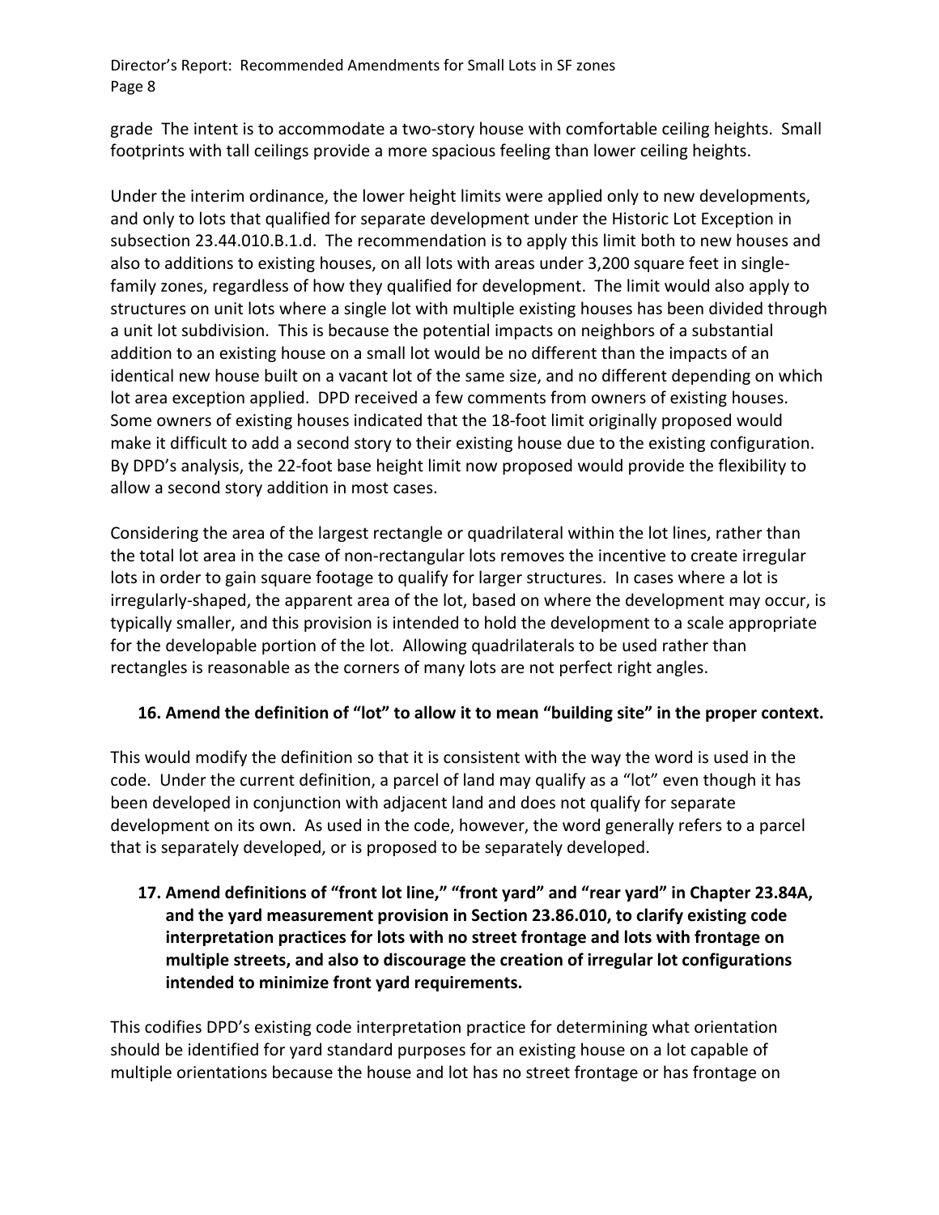grade The intent is to accommodate a two-story house with comfortable ceiling heights. Small footprints with tall ceilings provide a more spacious feeling than lower ceiling heights.

Under the interim ordinance, the lower height limits were applied only to new developments, and only to lots that qualified for separate development under the Historic Lot Exception in subsection 23.44.010.B.1.d. The recommendation is to apply this limit both to new houses and also to additions to existing houses, on all lots with areas under 3,200 square feet in single-family zones, regardless of how they qualified for development. The limit would also apply to structures on unit lots where a single lot with multiple existing houses has been divided through a unit lot subdivision. This is because the potential impacts on neighbors of a substantial addition to an existing house on a small lot would be no different than the impacts of an identical new house built on a vacant lot of the same size, and no different depending on which lot area exception applied. DPD received a few comments from owners of existing houses. Some owners of existing houses indicated that the 18-foot limit originally proposed would make it difficult to add a second story to their existing house due to the existing configuration. By DPD's analysis, the 22-foot base height limit now proposed would provide the flexibility to allow a second story addition in most cases.

Considering the area of the largest rectangle or quadrilateral within the lot lines, rather than the total lot area in the case of non-rectangular lots removes the incentive to create irregular lots in order to gain square footage to qualify for larger structures. In cases where a lot is irregularly-shaped, the apparent area of the lot, based on where the development may occur, is typically smaller, and this provision is intended to hold the development to a scale appropriate for the developable portion of the lot. Allowing quadrilaterals to be used rather than rectangles is reasonable as the corners of many lots are not perfect right angles.

**16. Amend the definition of "lot" to allow it to mean "building site" in the proper context.**

This would modify the definition so that it is consistent with the way the word is used in the code. Under the current definition, a parcel of land may qualify as a "lot" even though it has been developed in conjunction with adjacent land and does not qualify for separate development on its own. As used in the code, however, the word generally refers to a parcel that is separately developed, or is proposed to be separately developed.

**17. Amend definitions of "front lot line," "front yard" and "rear yard" in Chapter 23.84A, and the yard measurement provision in Section 23.86.010, to clarify existing code interpretation practices for lots with no street frontage and lots with frontage on multiple streets, and also to discourage the creation of irregular lot configurations intended to minimize front yard requirements.**

This codifies DPD's existing code interpretation practice for determining what orientation should be identified for yard standard purposes for an existing house on a lot capable of multiple orientations because the house and lot has no street frontage or has frontage on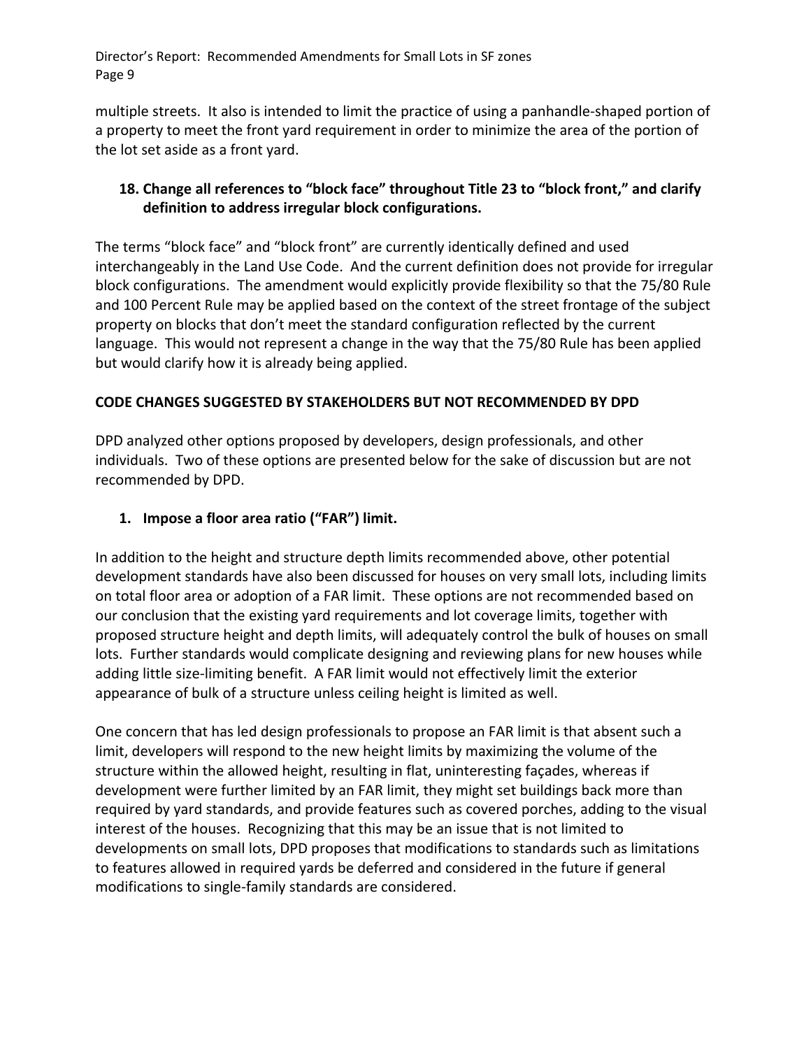multiple streets. It also is intended to limit the practice of using a panhandle-shaped portion of a property to meet the front yard requirement in order to minimize the area of the portion of the lot set aside as a front yard.

### 18. Change all references to "block face" throughout Title 23 to "block front," and clarify definition to address irregular block configurations.

The terms "block face" and "block front" are currently identically defined and used interchangeably in the Land Use Code. And the current definition does not provide for irregular block configurations. The amendment would explicitly provide flexibility so that the 75/80 Rule and 100 Percent Rule may be applied based on the context of the street frontage of the subject property on blocks that don't meet the standard configuration reflected by the current language. This would not represent a change in the way that the 75/80 Rule has been applied but would clarify how it is already being applied.

## CODE CHANGES SUGGESTED BY STAKEHOLDERS BUT NOT RECOMMENDED BY DPD

DPD analyzed other options proposed by developers, design professionals, and other individuals. Two of these options are presented below for the sake of discussion but are not recommended by DPD.

### 1. Impose a floor area ratio ("FAR") limit.

In addition to the height and structure depth limits recommended above, other potential development standards have also been discussed for houses on very small lots, including limits on total floor area or adoption of a FAR limit. These options are not recommended based on our conclusion that the existing yard requirements and lot coverage limits, together with proposed structure height and depth limits, will adequately control the bulk of houses on small lots. Further standards would complicate designing and reviewing plans for new houses while adding little size-limiting benefit. A FAR limit would not effectively limit the exterior appearance of bulk of a structure unless ceiling height is limited as well.

One concern that has led design professionals to propose an FAR limit is that absent such a limit, developers will respond to the new height limits by maximizing the volume of the structure within the allowed height, resulting in flat, uninteresting façades, whereas if development were further limited by an FAR limit, they might set buildings back more than required by yard standards, and provide features such as covered porches, adding to the visual interest of the houses. Recognizing that this may be an issue that is not limited to developments on small lots, DPD proposes that modifications to standards such as limitations to features allowed in required yards be deferred and considered in the future if general modifications to single-family standards are considered.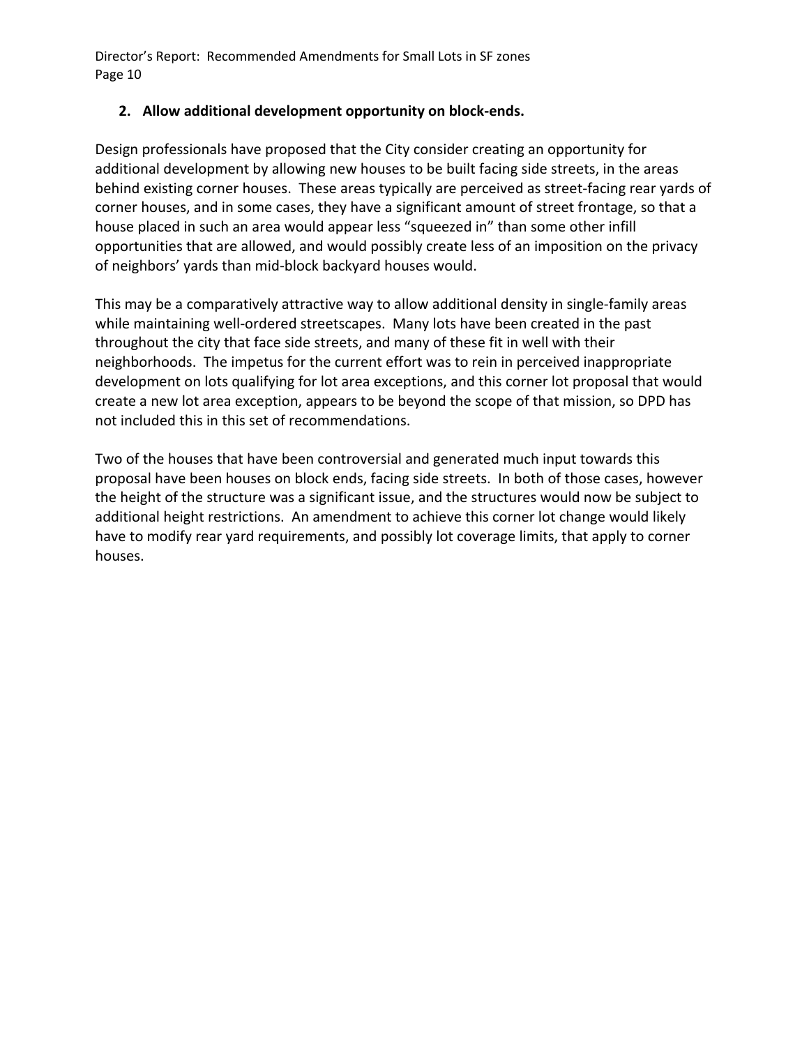**2. Allow additional development opportunity on block-ends.**

Design professionals have proposed that the City consider creating an opportunity for additional development by allowing new houses to be built facing side streets, in the areas behind existing corner houses. These areas typically are perceived as street-facing rear yards of corner houses, and in some cases, they have a significant amount of street frontage, so that a house placed in such an area would appear less "squeezed in" than some other infill opportunities that are allowed, and would possibly create less of an imposition on the privacy of neighbors' yards than mid-block backyard houses would.

This may be a comparatively attractive way to allow additional density in single-family areas while maintaining well-ordered streetscapes. Many lots have been created in the past throughout the city that face side streets, and many of these fit in well with their neighborhoods. The impetus for the current effort was to rein in perceived inappropriate development on lots qualifying for lot area exceptions, and this corner lot proposal that would create a new lot area exception, appears to be beyond the scope of that mission, so DPD has not included this in this set of recommendations.

Two of the houses that have been controversial and generated much input towards this proposal have been houses on block ends, facing side streets. In both of those cases, however the height of the structure was a significant issue, and the structures would now be subject to additional height restrictions. An amendment to achieve this corner lot change would likely have to modify rear yard requirements, and possibly lot coverage limits, that apply to corner houses.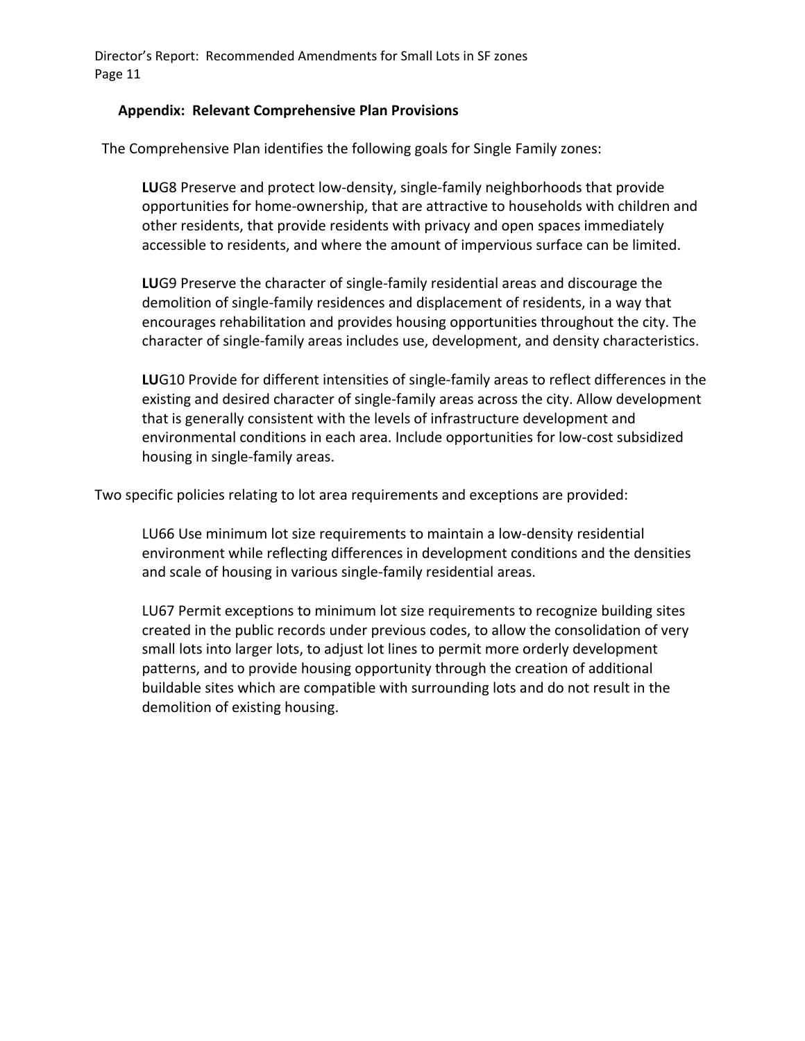## Appendix: Relevant Comprehensive Plan Provisions

The Comprehensive Plan identifies the following goals for Single Family zones:

**LU**G8 Preserve and protect low-density, single-family neighborhoods that provide opportunities for home-ownership, that are attractive to households with children and other residents, that provide residents with privacy and open spaces immediately accessible to residents, and where the amount of impervious surface can be limited.

**LU**G9 Preserve the character of single-family residential areas and discourage the demolition of single-family residences and displacement of residents, in a way that encourages rehabilitation and provides housing opportunities throughout the city. The character of single-family areas includes use, development, and density characteristics.

**LU**G10 Provide for different intensities of single-family areas to reflect differences in the existing and desired character of single-family areas across the city. Allow development that is generally consistent with the levels of infrastructure development and environmental conditions in each area. Include opportunities for low-cost subsidized housing in single-family areas.

Two specific policies relating to lot area requirements and exceptions are provided:

LU66 Use minimum lot size requirements to maintain a low-density residential environment while reflecting differences in development conditions and the densities and scale of housing in various single-family residential areas.

LU67 Permit exceptions to minimum lot size requirements to recognize building sites created in the public records under previous codes, to allow the consolidation of very small lots into larger lots, to adjust lot lines to permit more orderly development patterns, and to provide housing opportunity through the creation of additional buildable sites which are compatible with surrounding lots and do not result in the demolition of existing housing.